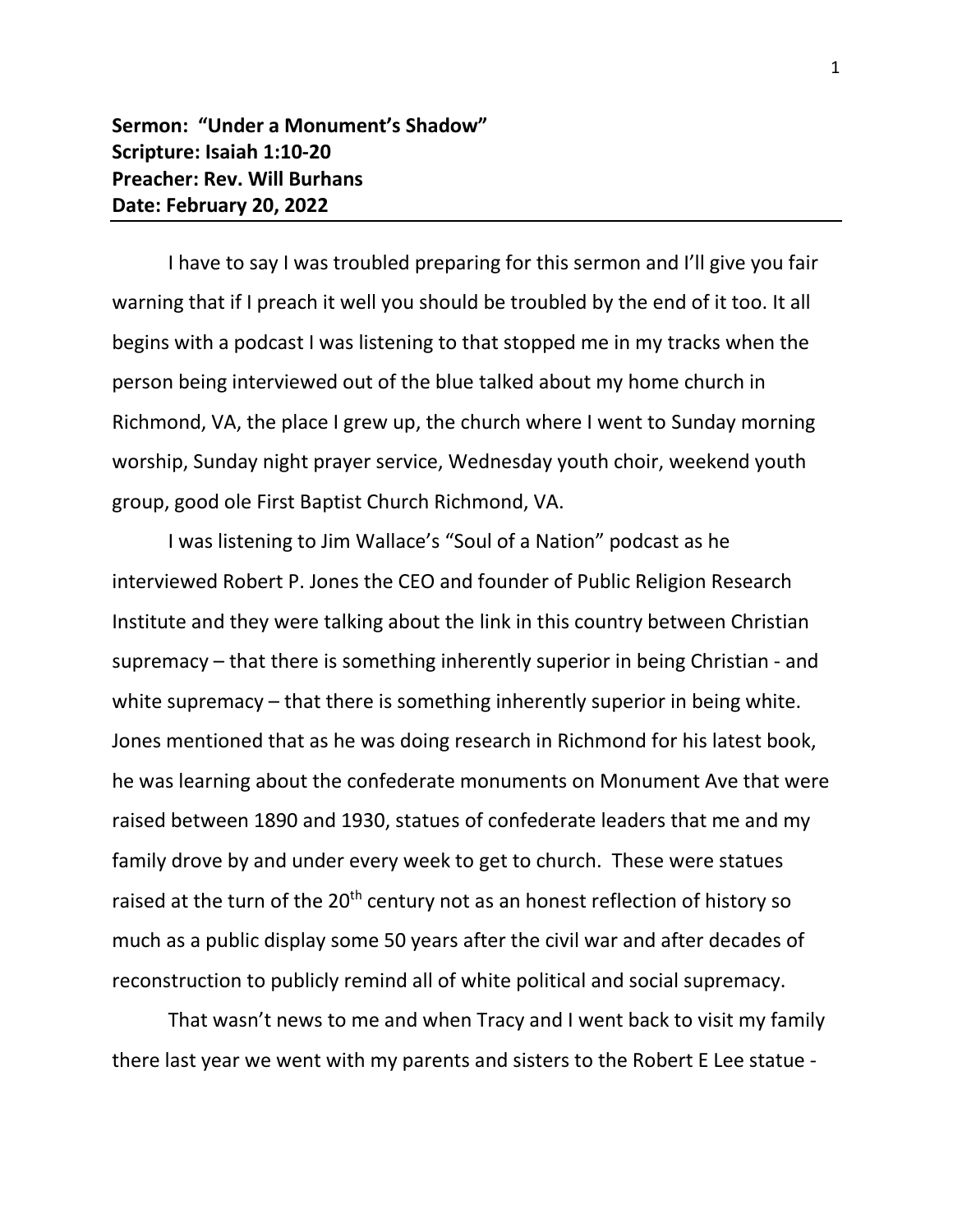**Sermon: "Under a Monument's Shadow"**
**Scripture: Isaiah 1:10-20**
**Preacher: Rev. Will Burhans**
**Date: February 20, 2022**

---

I have to say I was troubled preparing for this sermon and I'll give you fair warning that if I preach it well you should be troubled by the end of it too. It all begins with a podcast I was listening to that stopped me in my tracks when the person being interviewed out of the blue talked about my home church in Richmond, VA, the place I grew up, the church where I went to Sunday morning worship, Sunday night prayer service, Wednesday youth choir, weekend youth group, good ole First Baptist Church Richmond, VA.

I was listening to Jim Wallace's "Soul of a Nation" podcast as he interviewed Robert P. Jones the CEO and founder of Public Religion Research Institute and they were talking about the link in this country between Christian supremacy – that there is something inherently superior in being Christian - and white supremacy – that there is something inherently superior in being white. Jones mentioned that as he was doing research in Richmond for his latest book, he was learning about the confederate monuments on Monument Ave that were raised between 1890 and 1930, statues of confederate leaders that me and my family drove by and under every week to get to church. These were statues raised at the turn of the 20th century not as an honest reflection of history so much as a public display some 50 years after the civil war and after decades of reconstruction to publicly remind all of white political and social supremacy.

That wasn't news to me and when Tracy and I went back to visit my family there last year we went with my parents and sisters to the Robert E Lee statue -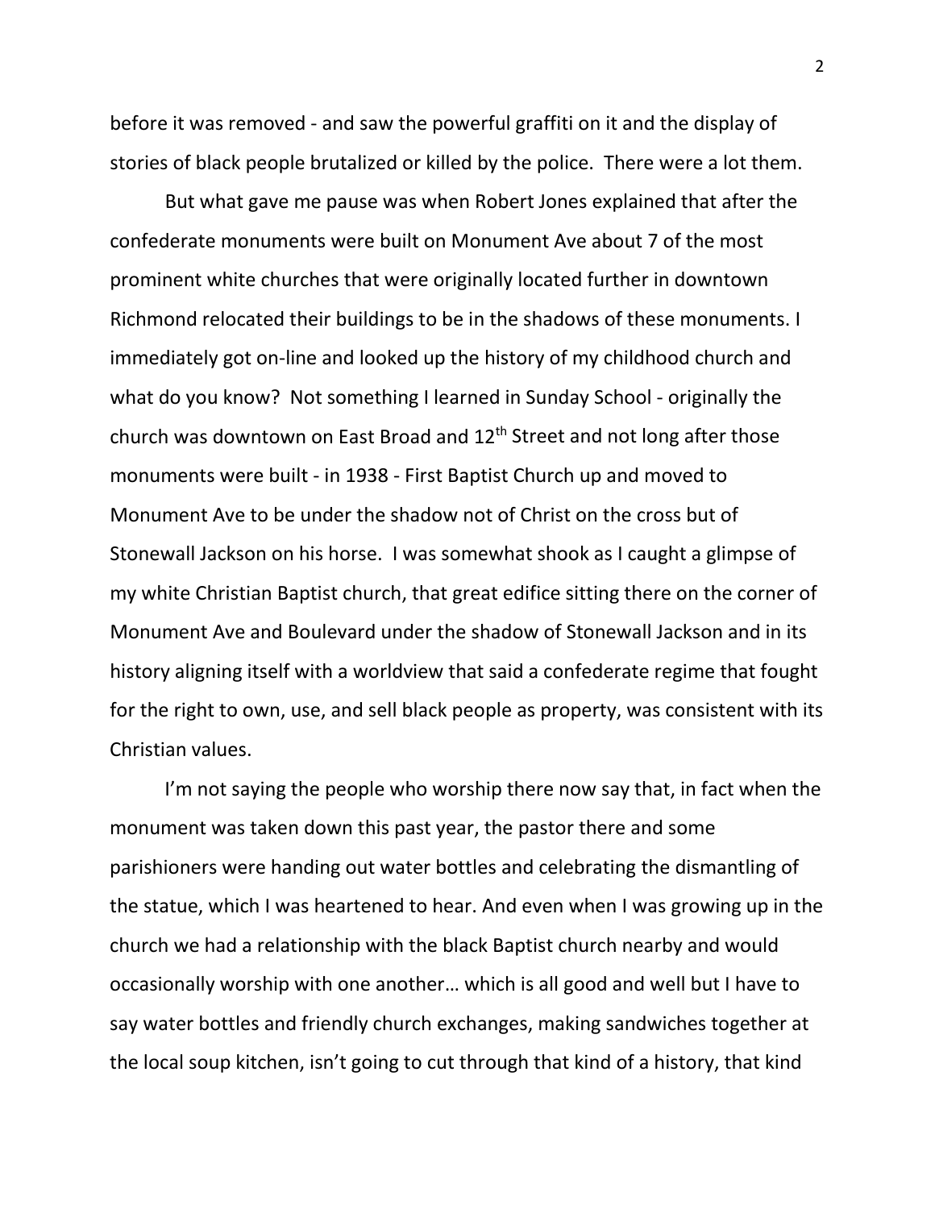before it was removed - and saw the powerful graffiti on it and the display of stories of black people brutalized or killed by the police. There were a lot them.

But what gave me pause was when Robert Jones explained that after the confederate monuments were built on Monument Ave about 7 of the most prominent white churches that were originally located further in downtown Richmond relocated their buildings to be in the shadows of these monuments. I immediately got on-line and looked up the history of my childhood church and what do you know? Not something I learned in Sunday School - originally the church was downtown on East Broad and 12th Street and not long after those monuments were built - in 1938 - First Baptist Church up and moved to Monument Ave to be under the shadow not of Christ on the cross but of Stonewall Jackson on his horse. I was somewhat shook as I caught a glimpse of my white Christian Baptist church, that great edifice sitting there on the corner of Monument Ave and Boulevard under the shadow of Stonewall Jackson and in its history aligning itself with a worldview that said a confederate regime that fought for the right to own, use, and sell black people as property, was consistent with its Christian values.

I'm not saying the people who worship there now say that, in fact when the monument was taken down this past year, the pastor there and some parishioners were handing out water bottles and celebrating the dismantling of the statue, which I was heartened to hear. And even when I was growing up in the church we had a relationship with the black Baptist church nearby and would occasionally worship with one another… which is all good and well but I have to say water bottles and friendly church exchanges, making sandwiches together at the local soup kitchen, isn't going to cut through that kind of a history, that kind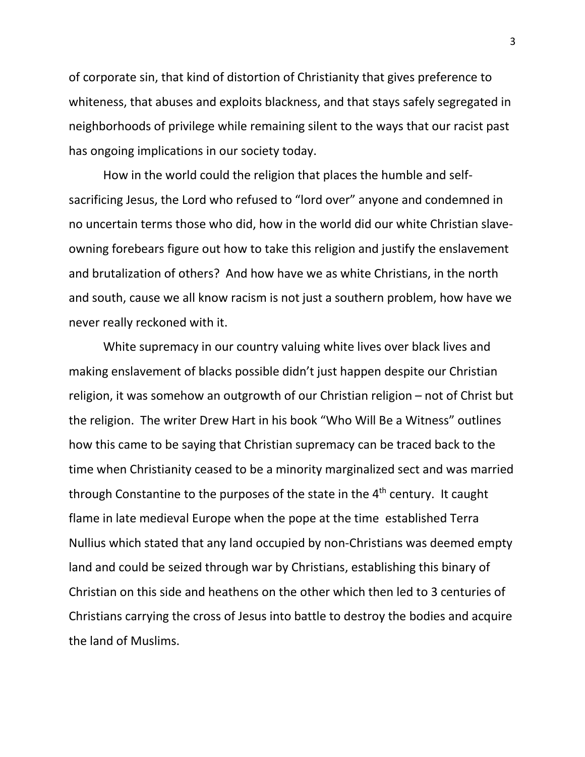of corporate sin, that kind of distortion of Christianity that gives preference to whiteness, that abuses and exploits blackness, and that stays safely segregated in neighborhoods of privilege while remaining silent to the ways that our racist past has ongoing implications in our society today.

How in the world could the religion that places the humble and self-sacrificing Jesus, the Lord who refused to "lord over" anyone and condemned in no uncertain terms those who did, how in the world did our white Christian slave-owning forebears figure out how to take this religion and justify the enslavement and brutalization of others? And how have we as white Christians, in the north and south, cause we all know racism is not just a southern problem, how have we never really reckoned with it.

White supremacy in our country valuing white lives over black lives and making enslavement of blacks possible didn't just happen despite our Christian religion, it was somehow an outgrowth of our Christian religion – not of Christ but the religion. The writer Drew Hart in his book "Who Will Be a Witness" outlines how this came to be saying that Christian supremacy can be traced back to the time when Christianity ceased to be a minority marginalized sect and was married through Constantine to the purposes of the state in the 4th century. It caught flame in late medieval Europe when the pope at the time established Terra Nullius which stated that any land occupied by non-Christians was deemed empty land and could be seized through war by Christians, establishing this binary of Christian on this side and heathens on the other which then led to 3 centuries of Christians carrying the cross of Jesus into battle to destroy the bodies and acquire the land of Muslims.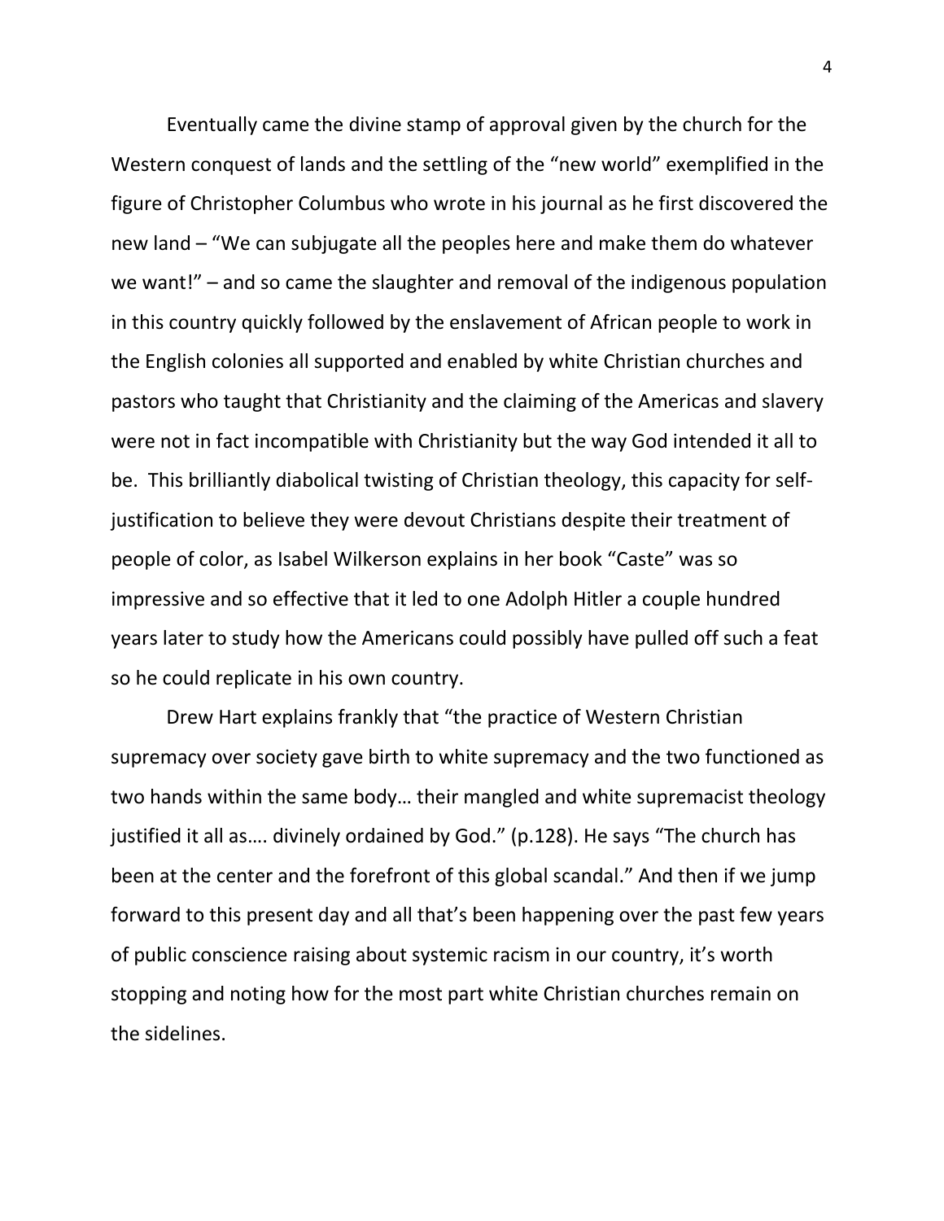Eventually came the divine stamp of approval given by the church for the Western conquest of lands and the settling of the "new world" exemplified in the figure of Christopher Columbus who wrote in his journal as he first discovered the new land – "We can subjugate all the peoples here and make them do whatever we want!" – and so came the slaughter and removal of the indigenous population in this country quickly followed by the enslavement of African people to work in the English colonies all supported and enabled by white Christian churches and pastors who taught that Christianity and the claiming of the Americas and slavery were not in fact incompatible with Christianity but the way God intended it all to be. This brilliantly diabolical twisting of Christian theology, this capacity for self-justification to believe they were devout Christians despite their treatment of people of color, as Isabel Wilkerson explains in her book "Caste" was so impressive and so effective that it led to one Adolph Hitler a couple hundred years later to study how the Americans could possibly have pulled off such a feat so he could replicate in his own country.

Drew Hart explains frankly that "the practice of Western Christian supremacy over society gave birth to white supremacy and the two functioned as two hands within the same body… their mangled and white supremacist theology justified it all as…. divinely ordained by God." (p.128). He says "The church has been at the center and the forefront of this global scandal." And then if we jump forward to this present day and all that's been happening over the past few years of public conscience raising about systemic racism in our country, it's worth stopping and noting how for the most part white Christian churches remain on the sidelines.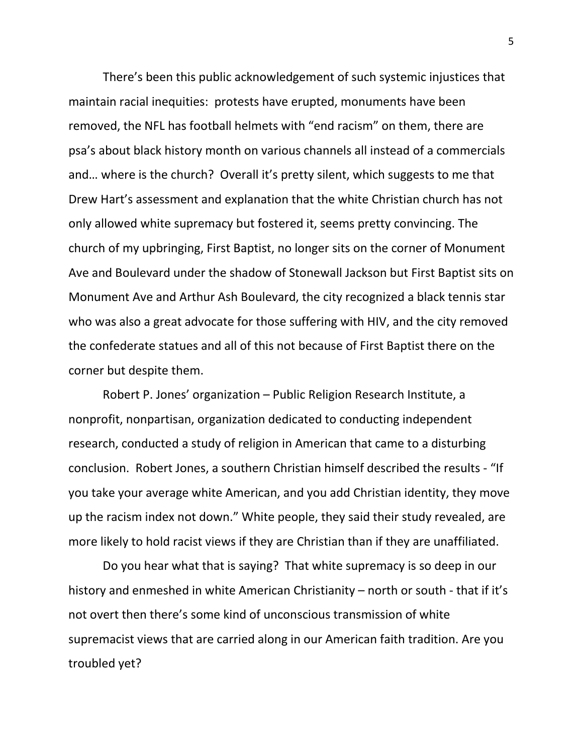There's been this public acknowledgement of such systemic injustices that maintain racial inequities: protests have erupted, monuments have been removed, the NFL has football helmets with "end racism" on them, there are psa's about black history month on various channels all instead of a commercials and… where is the church? Overall it's pretty silent, which suggests to me that Drew Hart's assessment and explanation that the white Christian church has not only allowed white supremacy but fostered it, seems pretty convincing. The church of my upbringing, First Baptist, no longer sits on the corner of Monument Ave and Boulevard under the shadow of Stonewall Jackson but First Baptist sits on Monument Ave and Arthur Ash Boulevard, the city recognized a black tennis star who was also a great advocate for those suffering with HIV, and the city removed the confederate statues and all of this not because of First Baptist there on the corner but despite them.

Robert P. Jones' organization – Public Religion Research Institute, a nonprofit, nonpartisan, organization dedicated to conducting independent research, conducted a study of religion in American that came to a disturbing conclusion. Robert Jones, a southern Christian himself described the results - "If you take your average white American, and you add Christian identity, they move up the racism index not down." White people, they said their study revealed, are more likely to hold racist views if they are Christian than if they are unaffiliated.

Do you hear what that is saying? That white supremacy is so deep in our history and enmeshed in white American Christianity – north or south - that if it's not overt then there's some kind of unconscious transmission of white supremacist views that are carried along in our American faith tradition. Are you troubled yet?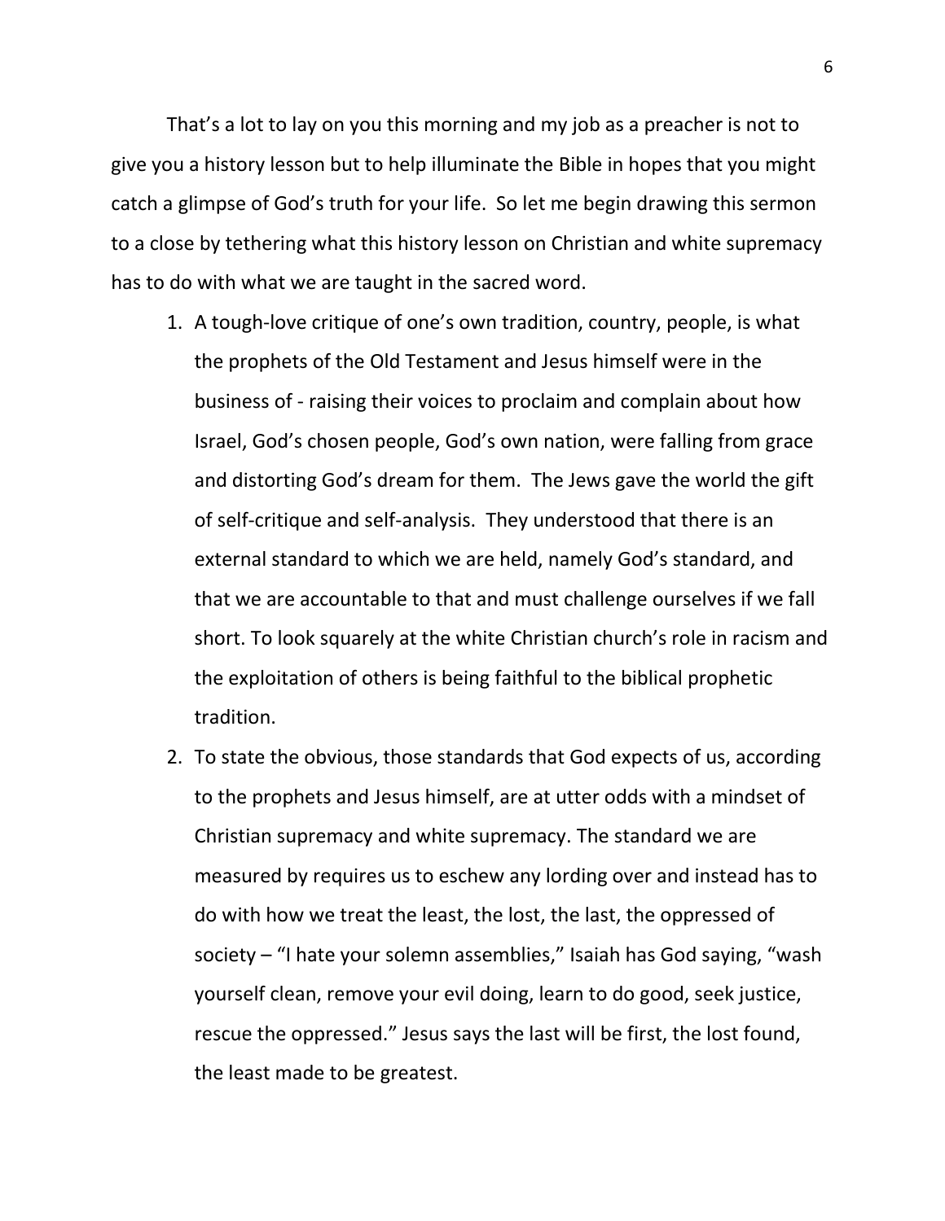That's a lot to lay on you this morning and my job as a preacher is not to give you a history lesson but to help illuminate the Bible in hopes that you might catch a glimpse of God's truth for your life. So let me begin drawing this sermon to a close by tethering what this history lesson on Christian and white supremacy has to do with what we are taught in the sacred word.

1. A tough-love critique of one's own tradition, country, people, is what the prophets of the Old Testament and Jesus himself were in the business of - raising their voices to proclaim and complain about how Israel, God's chosen people, God's own nation, were falling from grace and distorting God's dream for them. The Jews gave the world the gift of self-critique and self-analysis. They understood that there is an external standard to which we are held, namely God's standard, and that we are accountable to that and must challenge ourselves if we fall short. To look squarely at the white Christian church's role in racism and the exploitation of others is being faithful to the biblical prophetic tradition.
2. To state the obvious, those standards that God expects of us, according to the prophets and Jesus himself, are at utter odds with a mindset of Christian supremacy and white supremacy. The standard we are measured by requires us to eschew any lording over and instead has to do with how we treat the least, the lost, the last, the oppressed of society – "I hate your solemn assemblies," Isaiah has God saying, "wash yourself clean, remove your evil doing, learn to do good, seek justice, rescue the oppressed." Jesus says the last will be first, the lost found, the least made to be greatest.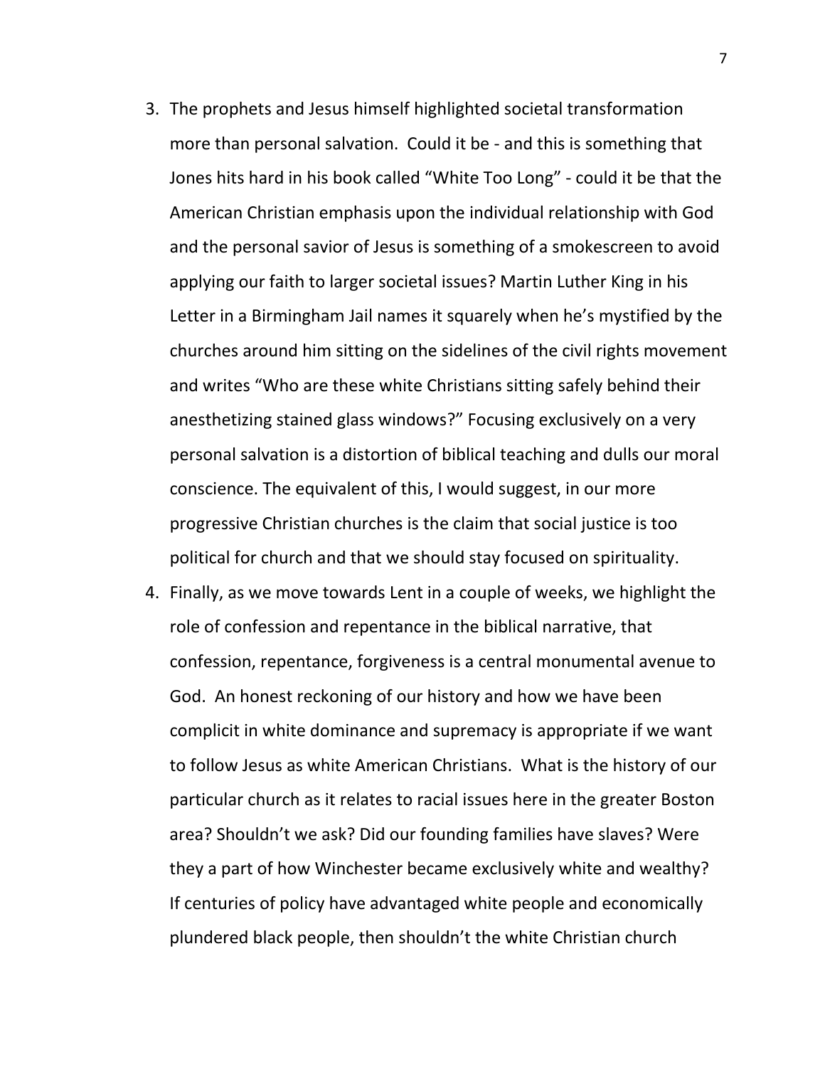3. The prophets and Jesus himself highlighted societal transformation more than personal salvation. Could it be - and this is something that Jones hits hard in his book called "White Too Long" - could it be that the American Christian emphasis upon the individual relationship with God and the personal savior of Jesus is something of a smokescreen to avoid applying our faith to larger societal issues? Martin Luther King in his Letter in a Birmingham Jail names it squarely when he's mystified by the churches around him sitting on the sidelines of the civil rights movement and writes "Who are these white Christians sitting safely behind their anesthetizing stained glass windows?" Focusing exclusively on a very personal salvation is a distortion of biblical teaching and dulls our moral conscience. The equivalent of this, I would suggest, in our more progressive Christian churches is the claim that social justice is too political for church and that we should stay focused on spirituality.
4. Finally, as we move towards Lent in a couple of weeks, we highlight the role of confession and repentance in the biblical narrative, that confession, repentance, forgiveness is a central monumental avenue to God. An honest reckoning of our history and how we have been complicit in white dominance and supremacy is appropriate if we want to follow Jesus as white American Christians. What is the history of our particular church as it relates to racial issues here in the greater Boston area? Shouldn't we ask? Did our founding families have slaves? Were they a part of how Winchester became exclusively white and wealthy? If centuries of policy have advantaged white people and economically plundered black people, then shouldn't the white Christian church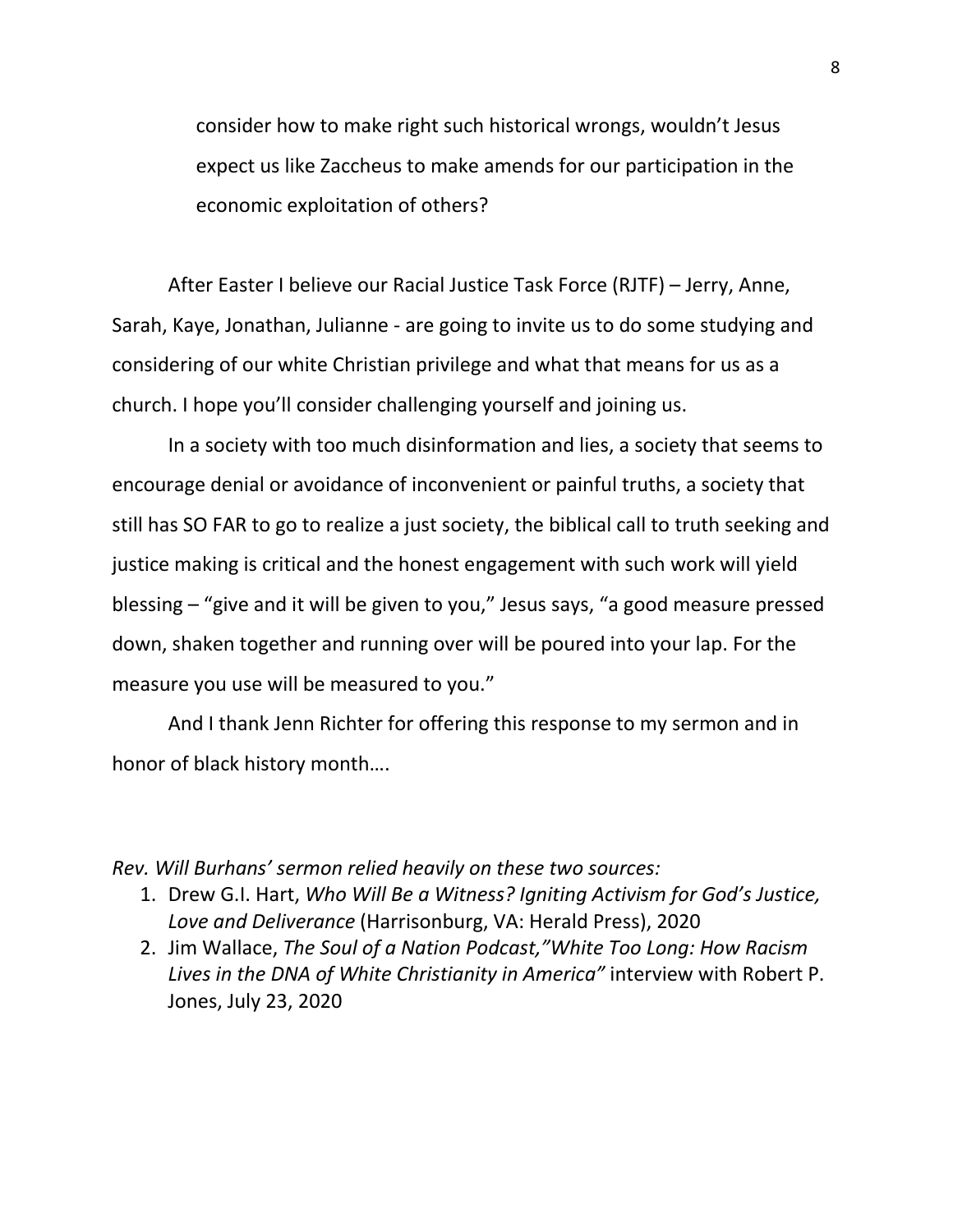consider how to make right such historical wrongs, wouldn't Jesus expect us like Zaccheus to make amends for our participation in the economic exploitation of others?

After Easter I believe our Racial Justice Task Force (RJTF) – Jerry, Anne, Sarah, Kaye, Jonathan, Julianne - are going to invite us to do some studying and considering of our white Christian privilege and what that means for us as a church. I hope you'll consider challenging yourself and joining us.

In a society with too much disinformation and lies, a society that seems to encourage denial or avoidance of inconvenient or painful truths, a society that still has SO FAR to go to realize a just society, the biblical call to truth seeking and justice making is critical and the honest engagement with such work will yield blessing – "give and it will be given to you," Jesus says, "a good measure pressed down, shaken together and running over will be poured into your lap. For the measure you use will be measured to you."

And I thank Jenn Richter for offering this response to my sermon and in honor of black history month….

*Rev. Will Burhans' sermon relied heavily on these two sources:*

1. Drew G.I. Hart, *Who Will Be a Witness? Igniting Activism for God's Justice, Love and Deliverance* (Harrisonburg, VA: Herald Press), 2020
2. Jim Wallace, *The Soul of a Nation Podcast,"White Too Long: How Racism Lives in the DNA of White Christianity in America"* interview with Robert P. Jones, July 23, 2020